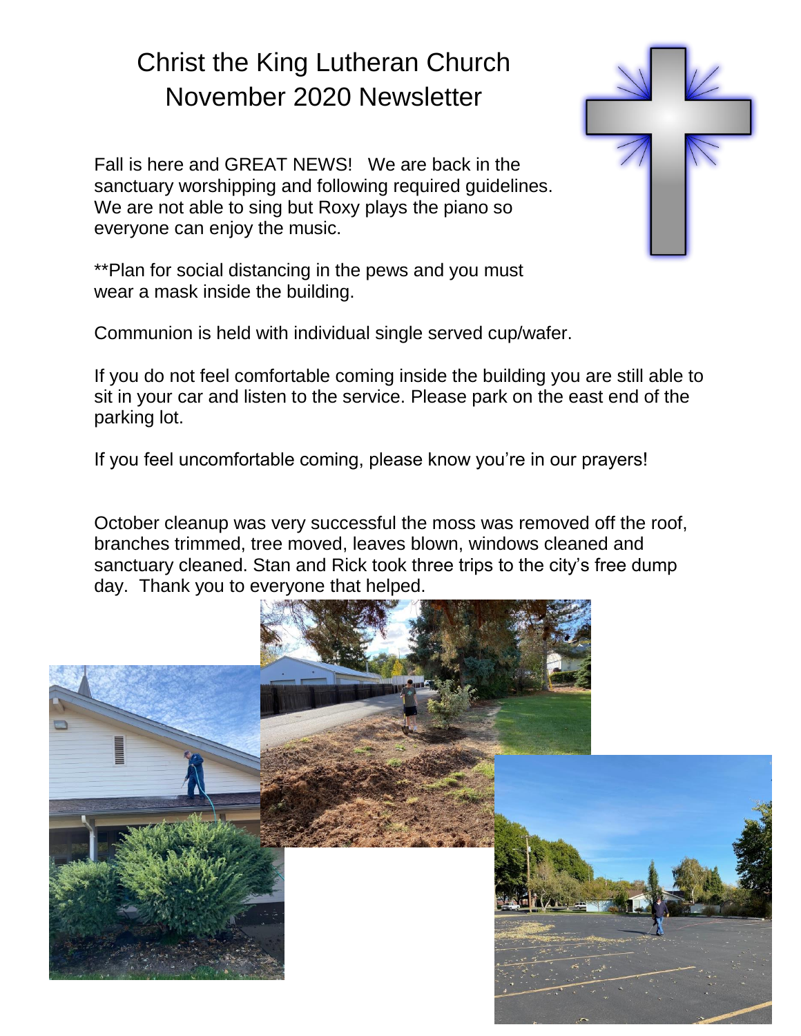# Christ the King Lutheran Church
# November 2020 Newsletter

Fall is here and GREAT NEWS! We are back in the sanctuary worshipping and following required guidelines. We are not able to sing but Roxy plays the piano so everyone can enjoy the music.

**Plan for social distancing in the pews and you must wear a mask inside the building.

Communion is held with individual single served cup/wafer.

If you do not feel comfortable coming inside the building you are still able to sit in your car and listen to the service. Please park on the east end of the parking lot.

If you feel uncomfortable coming, please know you're in our prayers!

October cleanup was very successful the moss was removed off the roof, branches trimmed, tree moved, leaves blown, windows cleaned and sanctuary cleaned. Stan and Rick took three trips to the city's free dump day. Thank you to everyone that helped.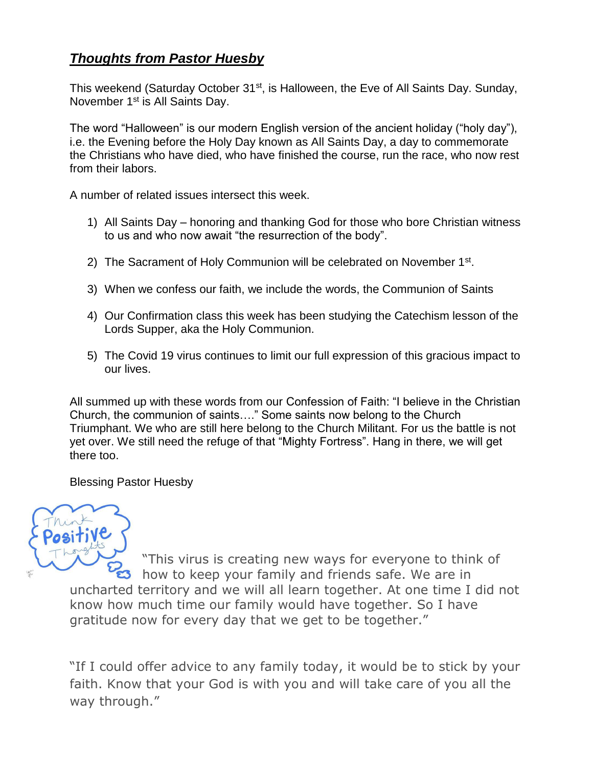## ***Thoughts from Pastor Huesby***

This weekend (Saturday October 31st, is Halloween, the Eve of All Saints Day. Sunday, November 1st is All Saints Day.

The word "Halloween" is our modern English version of the ancient holiday ("holy day"), i.e. the Evening before the Holy Day known as All Saints Day, a day to commemorate the Christians who have died, who have finished the course, run the race, who now rest from their labors.

A number of related issues intersect this week.

1) All Saints Day – honoring and thanking God for those who bore Christian witness to us and who now await "the resurrection of the body".

2) The Sacrament of Holy Communion will be celebrated on November 1st.

3) When we confess our faith, we include the words, the Communion of Saints

4) Our Confirmation class this week has been studying the Catechism lesson of the Lords Supper, aka the Holy Communion.

5) The Covid 19 virus continues to limit our full expression of this gracious impact to our lives.

All summed up with these words from our Confession of Faith: "I believe in the Christian Church, the communion of saints…." Some saints now belong to the Church Triumphant. We who are still here belong to the Church Militant. For us the battle is not yet over. We still need the refuge of that "Mighty Fortress". Hang in there, we will get there too.

Blessing Pastor Huesby

Think Positive Thoughts

"This virus is creating new ways for everyone to think of how to keep your family and friends safe. We are in uncharted territory and we will all learn together. At one time I did not know how much time our family would have together. So I have gratitude now for every day that we get to be together."

"If I could offer advice to any family today, it would be to stick by your faith. Know that your God is with you and will take care of you all the way through."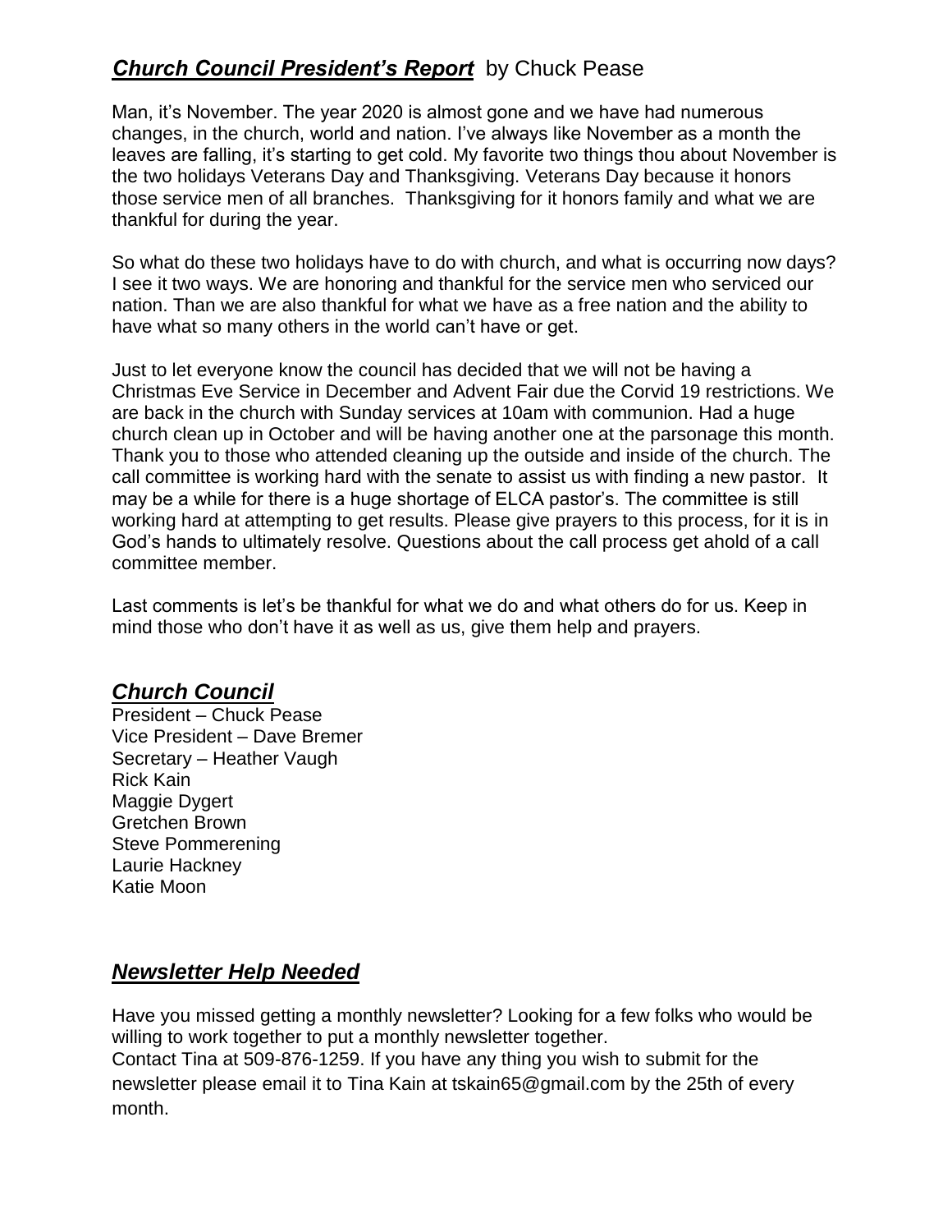## ***Church Council President's Report*** by Chuck Pease

Man, it's November. The year 2020 is almost gone and we have had numerous changes, in the church, world and nation. I've always like November as a month the leaves are falling, it's starting to get cold. My favorite two things thou about November is the two holidays Veterans Day and Thanksgiving. Veterans Day because it honors those service men of all branches. Thanksgiving for it honors family and what we are thankful for during the year.

So what do these two holidays have to do with church, and what is occurring now days? I see it two ways. We are honoring and thankful for the service men who serviced our nation. Than we are also thankful for what we have as a free nation and the ability to have what so many others in the world can't have or get.

Just to let everyone know the council has decided that we will not be having a Christmas Eve Service in December and Advent Fair due the Corvid 19 restrictions. We are back in the church with Sunday services at 10am with communion. Had a huge church clean up in October and will be having another one at the parsonage this month. Thank you to those who attended cleaning up the outside and inside of the church. The call committee is working hard with the senate to assist us with finding a new pastor. It may be a while for there is a huge shortage of ELCA pastor's. The committee is still working hard at attempting to get results. Please give prayers to this process, for it is in God's hands to ultimately resolve. Questions about the call process get ahold of a call committee member.

Last comments is let's be thankful for what we do and what others do for us. Keep in mind those who don't have it as well as us, give them help and prayers.

## ***Church Council***

President – Chuck Pease
Vice President – Dave Bremer
Secretary – Heather Vaugh
Rick Kain
Maggie Dygert
Gretchen Brown
Steve Pommerening
Laurie Hackney
Katie Moon

## ***Newsletter Help Needed***

Have you missed getting a monthly newsletter? Looking for a few folks who would be willing to work together to put a monthly newsletter together.
Contact Tina at 509-876-1259. If you have any thing you wish to submit for the newsletter please email it to Tina Kain at tskain65@gmail.com by the 25th of every month.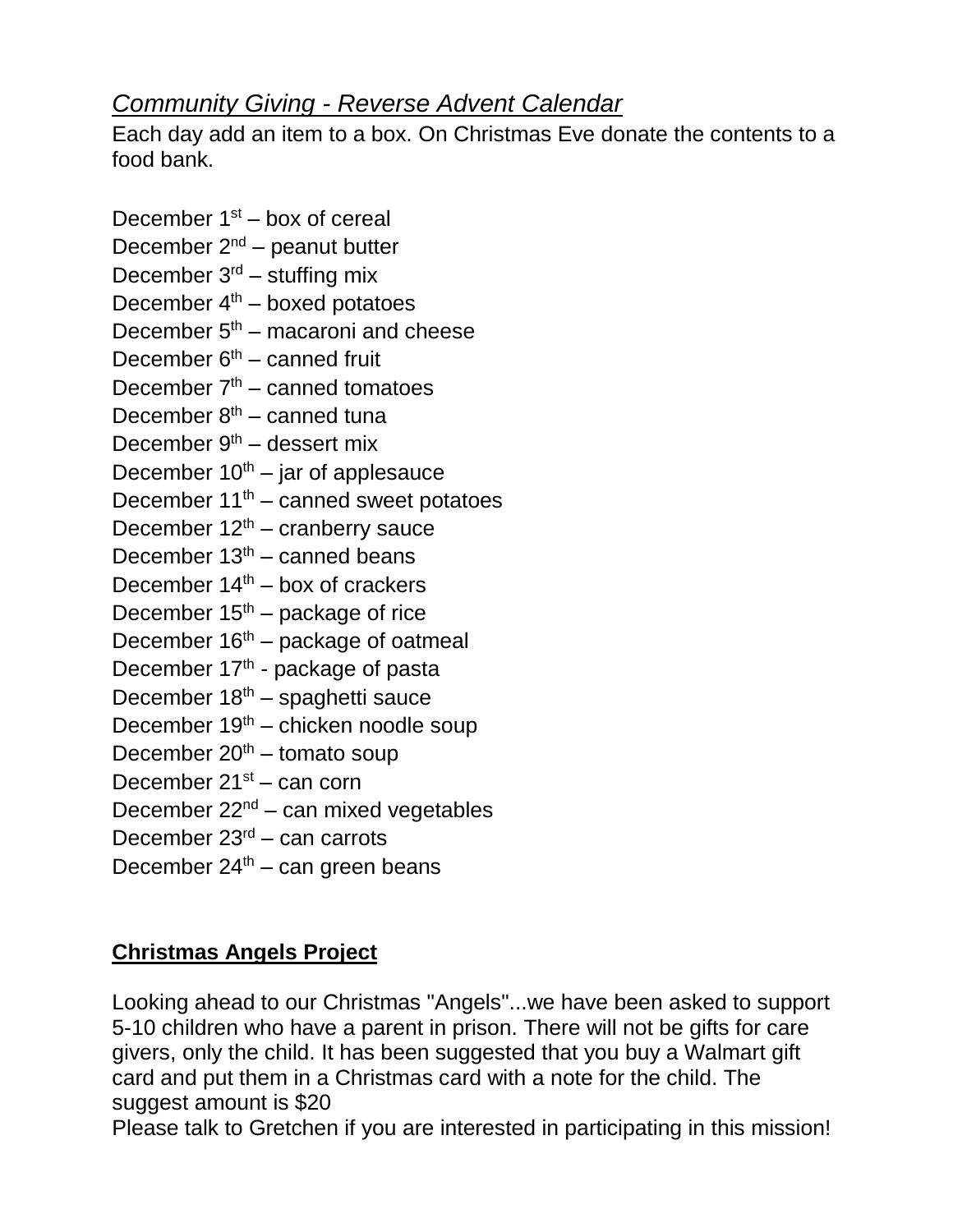## *Community Giving - Reverse Advent Calendar*

Each day add an item to a box. On Christmas Eve donate the contents to a food bank.

December 1st – box of cereal
December 2nd – peanut butter
December 3rd – stuffing mix
December 4th – boxed potatoes
December 5th – macaroni and cheese
December 6th – canned fruit
December 7th – canned tomatoes
December 8th – canned tuna
December 9th – dessert mix
December 10th – jar of applesauce
December 11th – canned sweet potatoes
December 12th – cranberry sauce
December 13th – canned beans
December 14th – box of crackers
December 15th – package of rice
December 16th – package of oatmeal
December 17th - package of pasta
December 18th – spaghetti sauce
December 19th – chicken noodle soup
December 20th – tomato soup
December 21st – can corn
December 22nd – can mixed vegetables
December 23rd – can carrots
December 24th – can green beans

## **Christmas Angels Project**

Looking ahead to our Christmas "Angels"...we have been asked to support 5-10 children who have a parent in prison. There will not be gifts for care givers, only the child. It has been suggested that you buy a Walmart gift card and put them in a Christmas card with a note for the child. The suggest amount is $20
Please talk to Gretchen if you are interested in participating in this mission!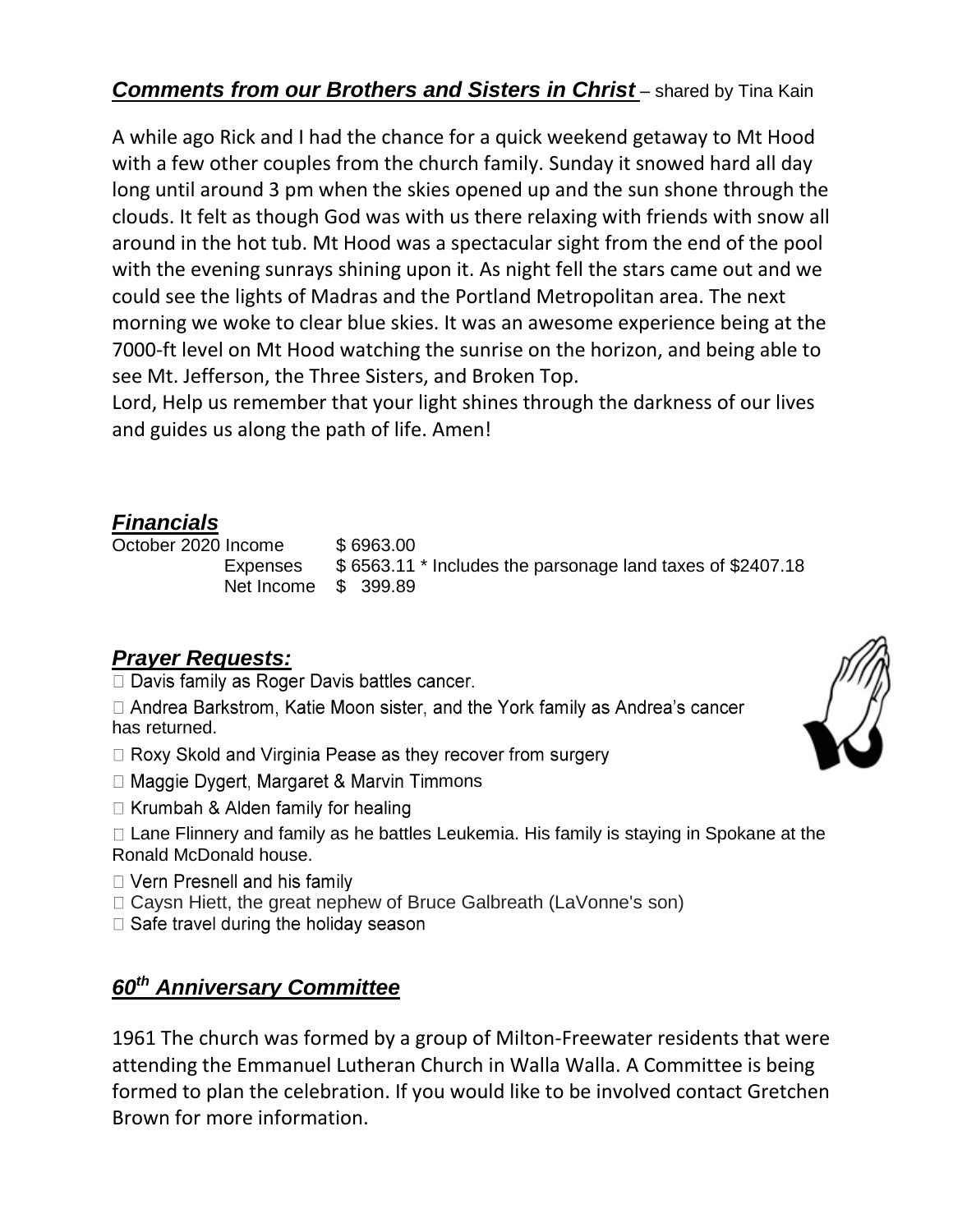## ***Comments from our Brothers and Sisters in Christ*** – shared by Tina Kain

A while ago Rick and I had the chance for a quick weekend getaway to Mt Hood with a few other couples from the church family. Sunday it snowed hard all day long until around 3 pm when the skies opened up and the sun shone through the clouds. It felt as though God was with us there relaxing with friends with snow all around in the hot tub. Mt Hood was a spectacular sight from the end of the pool with the evening sunrays shining upon it. As night fell the stars came out and we could see the lights of Madras and the Portland Metropolitan area. The next morning we woke to clear blue skies. It was an awesome experience being at the 7000-ft level on Mt Hood watching the sunrise on the horizon, and being able to see Mt. Jefferson, the Three Sisters, and Broken Top.
Lord, Help us remember that your light shines through the darkness of our lives and guides us along the path of life. Amen!

## ***Financials***

| | | |
|---|---|---|
| October 2020 Income | $ 6963.00 | |
| Expenses | $ 6563.11 | * Includes the parsonage land taxes of $2407.18 |
| Net Income | $ 399.89 | |

## ***Prayer Requests:***

- Davis family as Roger Davis battles cancer.
- Andrea Barkstrom, Katie Moon sister, and the York family as Andrea's cancer has returned.
- Roxy Skold and Virginia Pease as they recover from surgery
- Maggie Dygert, Margaret & Marvin Timmons
- Krumbah & Alden family for healing
- Lane Flinnery and family as he battles Leukemia. His family is staying in Spokane at the Ronald McDonald house.
- Vern Presnell and his family
- Caysn Hiett, the great nephew of Bruce Galbreath (LaVonne's son)
- Safe travel during the holiday season

## ***60th Anniversary Committee***

1961 The church was formed by a group of Milton-Freewater residents that were attending the Emmanuel Lutheran Church in Walla Walla. A Committee is being formed to plan the celebration. If you would like to be involved contact Gretchen Brown for more information.